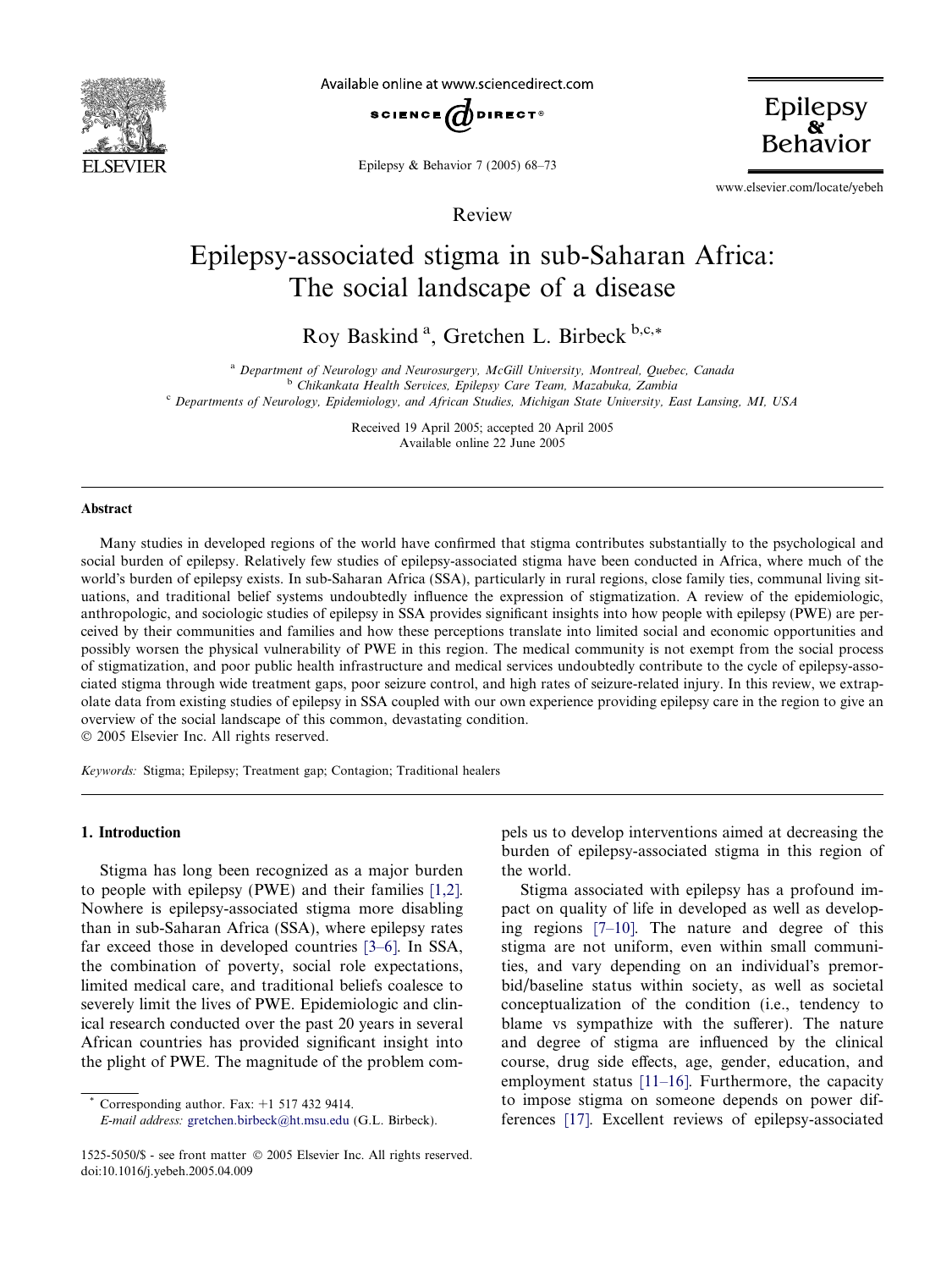Review

# Epilepsy-associated stigma in sub-Saharan Africa: The social landscape of a disease

Roy Baskind [a], Gretchen L. Birbeck [b,c,*]

[a] Department of Neurology and Neurosurgery, McGill University, Montreal, Quebec, Canada
[b] Chikankata Health Services, Epilepsy Care Team, Mazabuka, Zambia
[c] Departments of Neurology, Epidemiology, and African Studies, Michigan State University, East Lansing, MI, USA

Received 19 April 2005; accepted 20 April 2005
Available online 22 June 2005

## Abstract

Many studies in developed regions of the world have confirmed that stigma contributes substantially to the psychological and social burden of epilepsy. Relatively few studies of epilepsy-associated stigma have been conducted in Africa, where much of the world's burden of epilepsy exists. In sub-Saharan Africa (SSA), particularly in rural regions, close family ties, communal living situations, and traditional belief systems undoubtedly influence the expression of stigmatization. A review of the epidemiologic, anthropologic, and sociologic studies of epilepsy in SSA provides significant insights into how people with epilepsy (PWE) are perceived by their communities and families and how these perceptions translate into limited social and economic opportunities and possibly worsen the physical vulnerability of PWE in this region. The medical community is not exempt from the social process of stigmatization, and poor public health infrastructure and medical services undoubtedly contribute to the cycle of epilepsy-associated stigma through wide treatment gaps, poor seizure control, and high rates of seizure-related injury. In this review, we extrapolate data from existing studies of epilepsy in SSA coupled with our own experience providing epilepsy care in the region to give an overview of the social landscape of this common, devastating condition.
© 2005 Elsevier Inc. All rights reserved.

*Keywords:* Stigma; Epilepsy; Treatment gap; Contagion; Traditional healers

## 1. Introduction

Stigma has long been recognized as a major burden to people with epilepsy (PWE) and their families [1,2]. Nowhere is epilepsy-associated stigma more disabling than in sub-Saharan Africa (SSA), where epilepsy rates far exceed those in developed countries [3–6]. In SSA, the combination of poverty, social role expectations, limited medical care, and traditional beliefs coalesce to severely limit the lives of PWE. Epidemiologic and clinical research conducted over the past 20 years in several African countries has provided significant insight into the plight of PWE. The magnitude of the problem compels us to develop interventions aimed at decreasing the burden of epilepsy-associated stigma in this region of the world.

Stigma associated with epilepsy has a profound impact on quality of life in developed as well as developing regions [7–10]. The nature and degree of this stigma are not uniform, even within small communities, and vary depending on an individual's premorbid/baseline status within society, as well as societal conceptualization of the condition (i.e., tendency to blame vs sympathize with the sufferer). The nature and degree of stigma are influenced by the clinical course, drug side effects, age, gender, education, and employment status [11–16]. Furthermore, the capacity to impose stigma on someone depends on power differences [17]. Excellent reviews of epilepsy-associated

\* Corresponding author. Fax: +1 517 432 9414.
*E-mail address:* gretchen.birbeck@ht.msu.edu (G.L. Birbeck).

1525-5050/$ - see front matter © 2005 Elsevier Inc. All rights reserved.
doi:10.1016/j.yebeh.2005.04.009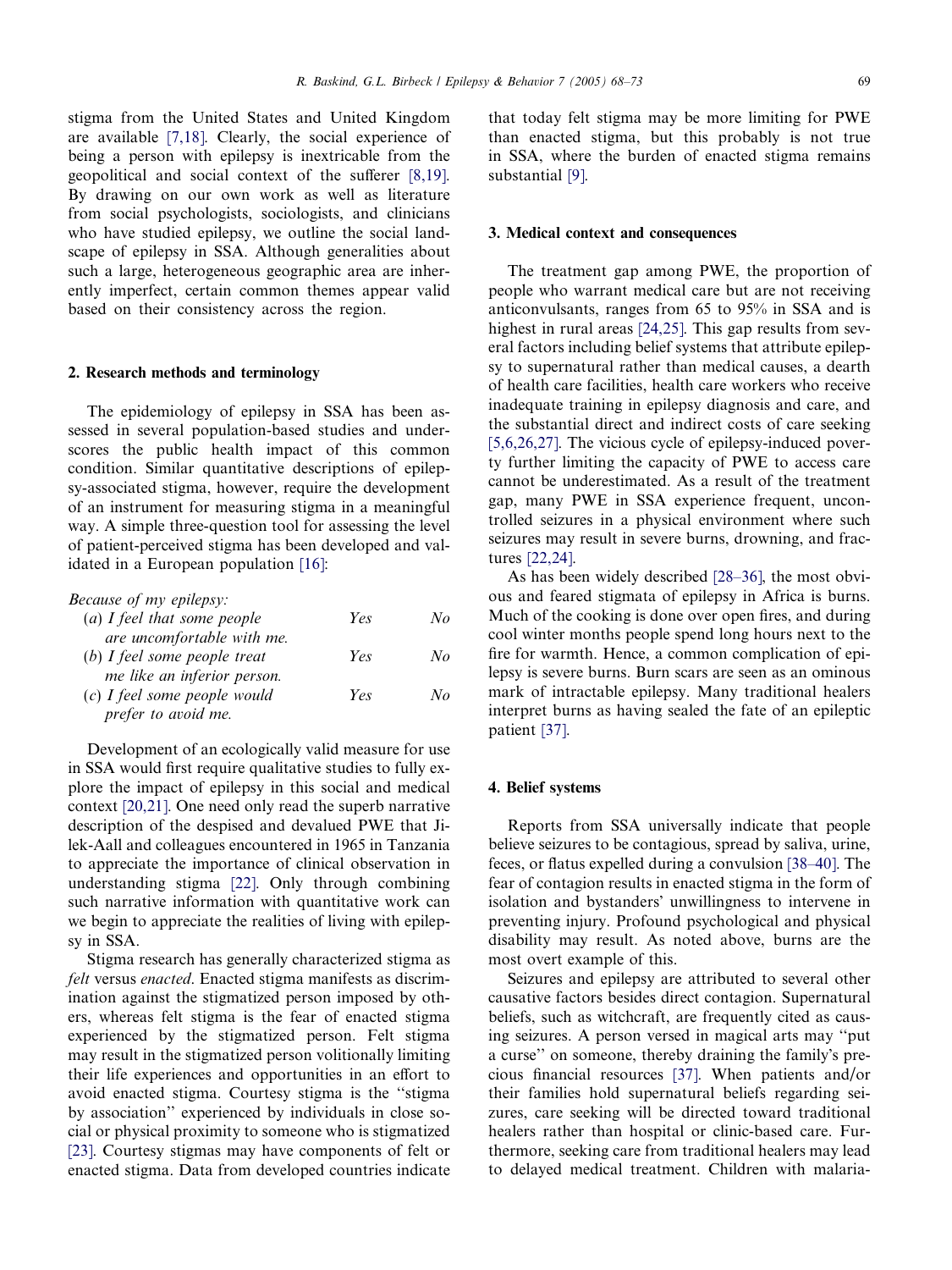stigma from the United States and United Kingdom are available [7,18]. Clearly, the social experience of being a person with epilepsy is inextricable from the geopolitical and social context of the sufferer [8,19]. By drawing on our own work as well as literature from social psychologists, sociologists, and clinicians who have studied epilepsy, we outline the social landscape of epilepsy in SSA. Although generalities about such a large, heterogeneous geographic area are inherently imperfect, certain common themes appear valid based on their consistency across the region.

## 2. Research methods and terminology

The epidemiology of epilepsy in SSA has been assessed in several population-based studies and underscores the public health impact of this common condition. Similar quantitative descriptions of epilepsy-associated stigma, however, require the development of an instrument for measuring stigma in a meaningful way. A simple three-question tool for assessing the level of patient-perceived stigma has been developed and validated in a European population [16]:

*Because of my epilepsy:*

| | | |
|---|---|---|
| (*a*) *I feel that some people are uncomfortable with me.* | *Yes* | *No* |
| (*b*) *I feel some people treat me like an inferior person.* | *Yes* | *No* |
| (*c*) *I feel some people would prefer to avoid me.* | *Yes* | *No* |

Development of an ecologically valid measure for use in SSA would first require qualitative studies to fully explore the impact of epilepsy in this social and medical context [20,21]. One need only read the superb narrative description of the despised and devalued PWE that Jilek-Aall and colleagues encountered in 1965 in Tanzania to appreciate the importance of clinical observation in understanding stigma [22]. Only through combining such narrative information with quantitative work can we begin to appreciate the realities of living with epilepsy in SSA.

Stigma research has generally characterized stigma as *felt* versus *enacted*. Enacted stigma manifests as discrimination against the stigmatized person imposed by others, whereas felt stigma is the fear of enacted stigma experienced by the stigmatized person. Felt stigma may result in the stigmatized person volitionally limiting their life experiences and opportunities in an effort to avoid enacted stigma. Courtesy stigma is the "stigma by association" experienced by individuals in close social or physical proximity to someone who is stigmatized [23]. Courtesy stigmas may have components of felt or enacted stigma. Data from developed countries indicate that today felt stigma may be more limiting for PWE than enacted stigma, but this probably is not true in SSA, where the burden of enacted stigma remains substantial [9].

## 3. Medical context and consequences

The treatment gap among PWE, the proportion of people who warrant medical care but are not receiving anticonvulsants, ranges from 65 to 95% in SSA and is highest in rural areas [24,25]. This gap results from several factors including belief systems that attribute epilepsy to supernatural rather than medical causes, a dearth of health care facilities, health care workers who receive inadequate training in epilepsy diagnosis and care, and the substantial direct and indirect costs of care seeking [5,6,26,27]. The vicious cycle of epilepsy-induced poverty further limiting the capacity of PWE to access care cannot be underestimated. As a result of the treatment gap, many PWE in SSA experience frequent, uncontrolled seizures in a physical environment where such seizures may result in severe burns, drowning, and fractures [22,24].

As has been widely described [28–36], the most obvious and feared stigmata of epilepsy in Africa is burns. Much of the cooking is done over open fires, and during cool winter months people spend long hours next to the fire for warmth. Hence, a common complication of epilepsy is severe burns. Burn scars are seen as an ominous mark of intractable epilepsy. Many traditional healers interpret burns as having sealed the fate of an epileptic patient [37].

## 4. Belief systems

Reports from SSA universally indicate that people believe seizures to be contagious, spread by saliva, urine, feces, or flatus expelled during a convulsion [38–40]. The fear of contagion results in enacted stigma in the form of isolation and bystanders' unwillingness to intervene in preventing injury. Profound psychological and physical disability may result. As noted above, burns are the most overt example of this.

Seizures and epilepsy are attributed to several other causative factors besides direct contagion. Supernatural beliefs, such as witchcraft, are frequently cited as causing seizures. A person versed in magical arts may "put a curse" on someone, thereby draining the family's precious financial resources [37]. When patients and/or their families hold supernatural beliefs regarding seizures, care seeking will be directed toward traditional healers rather than hospital or clinic-based care. Furthermore, seeking care from traditional healers may lead to delayed medical treatment. Children with malaria-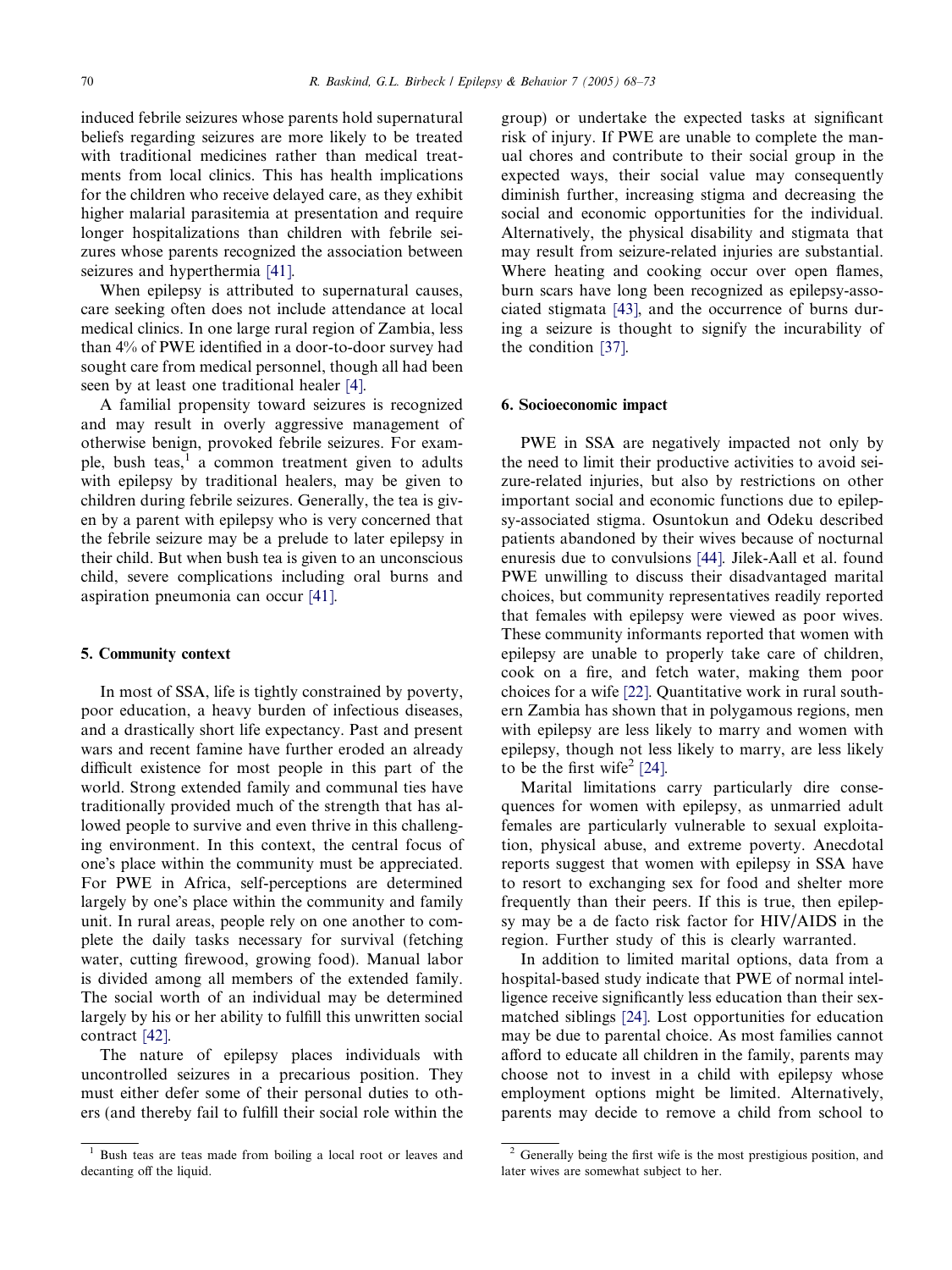induced febrile seizures whose parents hold supernatural beliefs regarding seizures are more likely to be treated with traditional medicines rather than medical treatments from local clinics. This has health implications for the children who receive delayed care, as they exhibit higher malarial parasitemia at presentation and require longer hospitalizations than children with febrile seizures whose parents recognized the association between seizures and hyperthermia [41].

When epilepsy is attributed to supernatural causes, care seeking often does not include attendance at local medical clinics. In one large rural region of Zambia, less than 4% of PWE identified in a door-to-door survey had sought care from medical personnel, though all had been seen by at least one traditional healer [4].

A familial propensity toward seizures is recognized and may result in overly aggressive management of otherwise benign, provoked febrile seizures. For example, bush teas,[1] a common treatment given to adults with epilepsy by traditional healers, may be given to children during febrile seizures. Generally, the tea is given by a parent with epilepsy who is very concerned that the febrile seizure may be a prelude to later epilepsy in their child. But when bush tea is given to an unconscious child, severe complications including oral burns and aspiration pneumonia can occur [41].

## 5. Community context

In most of SSA, life is tightly constrained by poverty, poor education, a heavy burden of infectious diseases, and a drastically short life expectancy. Past and present wars and recent famine have further eroded an already difficult existence for most people in this part of the world. Strong extended family and communal ties have traditionally provided much of the strength that has allowed people to survive and even thrive in this challenging environment. In this context, the central focus of one's place within the community must be appreciated. For PWE in Africa, self-perceptions are determined largely by one's place within the community and family unit. In rural areas, people rely on one another to complete the daily tasks necessary for survival (fetching water, cutting firewood, growing food). Manual labor is divided among all members of the extended family. The social worth of an individual may be determined largely by his or her ability to fulfill this unwritten social contract [42].

The nature of epilepsy places individuals with uncontrolled seizures in a precarious position. They must either defer some of their personal duties to others (and thereby fail to fulfill their social role within the group) or undertake the expected tasks at significant risk of injury. If PWE are unable to complete the manual chores and contribute to their social group in the expected ways, their social value may consequently diminish further, increasing stigma and decreasing the social and economic opportunities for the individual. Alternatively, the physical disability and stigmata that may result from seizure-related injuries are substantial. Where heating and cooking occur over open flames, burn scars have long been recognized as epilepsy-associated stigmata [43], and the occurrence of burns during a seizure is thought to signify the incurability of the condition [37].

## 6. Socioeconomic impact

PWE in SSA are negatively impacted not only by the need to limit their productive activities to avoid seizure-related injuries, but also by restrictions on other important social and economic functions due to epilepsy-associated stigma. Osuntokun and Odeku described patients abandoned by their wives because of nocturnal enuresis due to convulsions [44]. Jilek-Aall et al. found PWE unwilling to discuss their disadvantaged marital choices, but community representatives readily reported that females with epilepsy were viewed as poor wives. These community informants reported that women with epilepsy are unable to properly take care of children, cook on a fire, and fetch water, making them poor choices for a wife [22]. Quantitative work in rural southern Zambia has shown that in polygamous regions, men with epilepsy are less likely to marry and women with epilepsy, though not less likely to marry, are less likely to be the first wife[2] [24].

Marital limitations carry particularly dire consequences for women with epilepsy, as unmarried adult females are particularly vulnerable to sexual exploitation, physical abuse, and extreme poverty. Anecdotal reports suggest that women with epilepsy in SSA have to resort to exchanging sex for food and shelter more frequently than their peers. If this is true, then epilepsy may be a de facto risk factor for HIV/AIDS in the region. Further study of this is clearly warranted.

In addition to limited marital options, data from a hospital-based study indicate that PWE of normal intelligence receive significantly less education than their sex-matched siblings [24]. Lost opportunities for education may be due to parental choice. As most families cannot afford to educate all children in the family, parents may choose not to invest in a child with epilepsy whose employment options might be limited. Alternatively, parents may decide to remove a child from school to

---

[1] Bush teas are teas made from boiling a local root or leaves and decanting off the liquid.

[2] Generally being the first wife is the most prestigious position, and later wives are somewhat subject to her.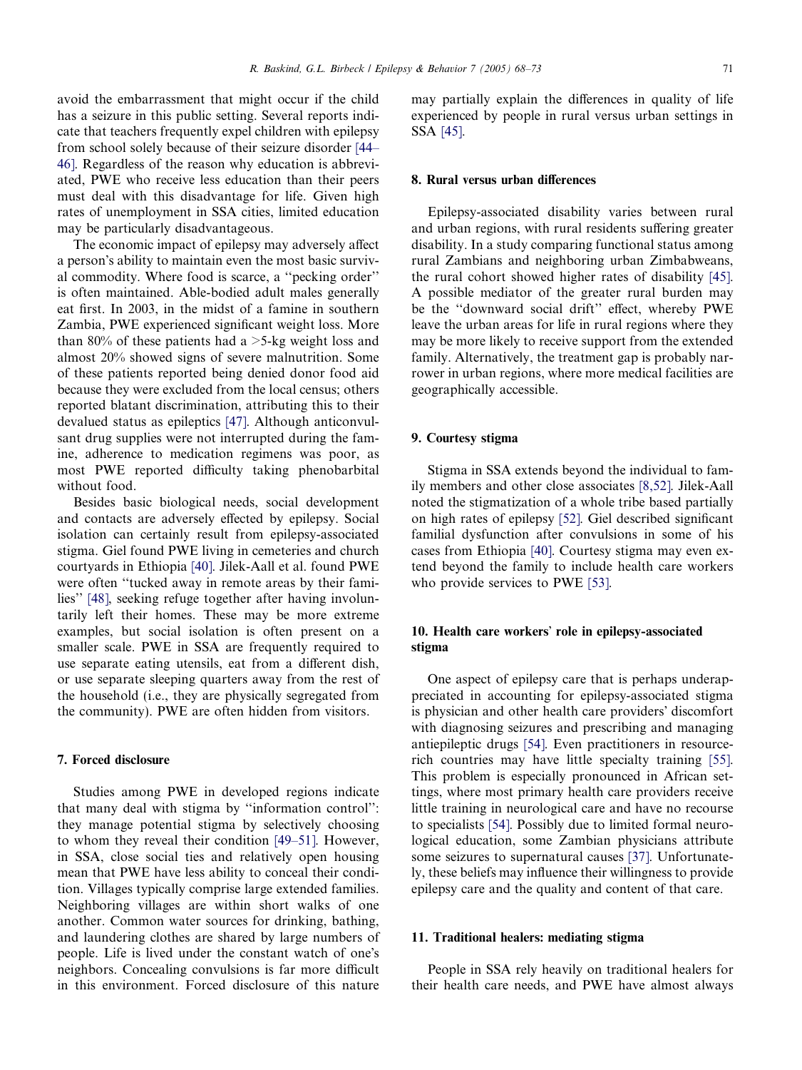avoid the embarrassment that might occur if the child has a seizure in this public setting. Several reports indicate that teachers frequently expel children with epilepsy from school solely because of their seizure disorder [44–46]. Regardless of the reason why education is abbreviated, PWE who receive less education than their peers must deal with this disadvantage for life. Given high rates of unemployment in SSA cities, limited education may be particularly disadvantageous.

The economic impact of epilepsy may adversely affect a person's ability to maintain even the most basic survival commodity. Where food is scarce, a ''pecking order'' is often maintained. Able-bodied adult males generally eat first. In 2003, in the midst of a famine in southern Zambia, PWE experienced significant weight loss. More than 80% of these patients had a >5-kg weight loss and almost 20% showed signs of severe malnutrition. Some of these patients reported being denied donor food aid because they were excluded from the local census; others reported blatant discrimination, attributing this to their devalued status as epileptics [47]. Although anticonvulsant drug supplies were not interrupted during the famine, adherence to medication regimens was poor, as most PWE reported difficulty taking phenobarbital without food.

Besides basic biological needs, social development and contacts are adversely effected by epilepsy. Social isolation can certainly result from epilepsy-associated stigma. Giel found PWE living in cemeteries and church courtyards in Ethiopia [40]. Jilek-Aall et al. found PWE were often ''tucked away in remote areas by their families'' [48], seeking refuge together after having involuntarily left their homes. These may be more extreme examples, but social isolation is often present on a smaller scale. PWE in SSA are frequently required to use separate eating utensils, eat from a different dish, or use separate sleeping quarters away from the rest of the household (i.e., they are physically segregated from the community). PWE are often hidden from visitors.

## 7. Forced disclosure

Studies among PWE in developed regions indicate that many deal with stigma by ''information control'': they manage potential stigma by selectively choosing to whom they reveal their condition [49–51]. However, in SSA, close social ties and relatively open housing mean that PWE have less ability to conceal their condition. Villages typically comprise large extended families. Neighboring villages are within short walks of one another. Common water sources for drinking, bathing, and laundering clothes are shared by large numbers of people. Life is lived under the constant watch of one's neighbors. Concealing convulsions is far more difficult in this environment. Forced disclosure of this nature may partially explain the differences in quality of life experienced by people in rural versus urban settings in SSA [45].

## 8. Rural versus urban differences

Epilepsy-associated disability varies between rural and urban regions, with rural residents suffering greater disability. In a study comparing functional status among rural Zambians and neighboring urban Zimbabweans, the rural cohort showed higher rates of disability [45]. A possible mediator of the greater rural burden may be the ''downward social drift'' effect, whereby PWE leave the urban areas for life in rural regions where they may be more likely to receive support from the extended family. Alternatively, the treatment gap is probably narrower in urban regions, where more medical facilities are geographically accessible.

## 9. Courtesy stigma

Stigma in SSA extends beyond the individual to family members and other close associates [8,52]. Jilek-Aall noted the stigmatization of a whole tribe based partially on high rates of epilepsy [52]. Giel described significant familial dysfunction after convulsions in some of his cases from Ethiopia [40]. Courtesy stigma may even extend beyond the family to include health care workers who provide services to PWE [53].

## 10. Health care workers' role in epilepsy-associated stigma

One aspect of epilepsy care that is perhaps underappreciated in accounting for epilepsy-associated stigma is physician and other health care providers' discomfort with diagnosing seizures and prescribing and managing antiepileptic drugs [54]. Even practitioners in resource-rich countries may have little specialty training [55]. This problem is especially pronounced in African settings, where most primary health care providers receive little training in neurological care and have no recourse to specialists [54]. Possibly due to limited formal neurological education, some Zambian physicians attribute some seizures to supernatural causes [37]. Unfortunately, these beliefs may influence their willingness to provide epilepsy care and the quality and content of that care.

## 11. Traditional healers: mediating stigma

People in SSA rely heavily on traditional healers for their health care needs, and PWE have almost always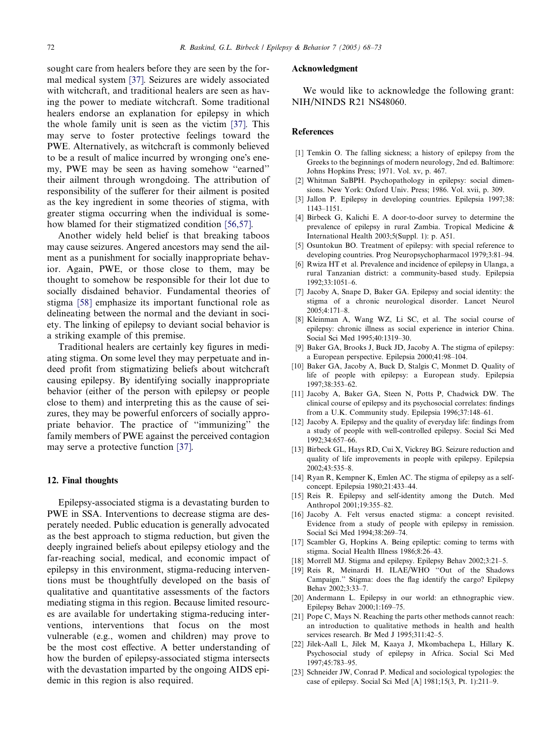sought care from healers before they are seen by the formal medical system [37]. Seizures are widely associated with witchcraft, and traditional healers are seen as having the power to mediate witchcraft. Some traditional healers endorse an explanation for epilepsy in which the whole family unit is seen as the victim [37]. This may serve to foster protective feelings toward the PWE. Alternatively, as witchcraft is commonly believed to be a result of malice incurred by wronging one's enemy, PWE may be seen as having somehow "earned" their ailment through wrongdoing. The attribution of responsibility of the sufferer for their ailment is posited as the key ingredient in some theories of stigma, with greater stigma occurring when the individual is somehow blamed for their stigmatized condition [56,57].

Another widely held belief is that breaking taboos may cause seizures. Angered ancestors may send the ailment as a punishment for socially inappropriate behavior. Again, PWE, or those close to them, may be thought to somehow be responsible for their lot due to socially disdained behavior. Fundamental theories of stigma [58] emphasize its important functional role as delineating between the normal and the deviant in society. The linking of epilepsy to deviant social behavior is a striking example of this premise.

Traditional healers are certainly key figures in mediating stigma. On some level they may perpetuate and indeed profit from stigmatizing beliefs about witchcraft causing epilepsy. By identifying socially inappropriate behavior (either of the person with epilepsy or people close to them) and interpreting this as the cause of seizures, they may be powerful enforcers of socially appropriate behavior. The practice of "immunizing" the family members of PWE against the perceived contagion may serve a protective function [37].

## 12. Final thoughts

Epilepsy-associated stigma is a devastating burden to PWE in SSA. Interventions to decrease stigma are desperately needed. Public education is generally advocated as the best approach to stigma reduction, but given the deeply ingrained beliefs about epilepsy etiology and the far-reaching social, medical, and economic impact of epilepsy in this environment, stigma-reducing interventions must be thoughtfully developed on the basis of qualitative and quantitative assessments of the factors mediating stigma in this region. Because limited resources are available for undertaking stigma-reducing interventions, interventions that focus on the most vulnerable (e.g., women and children) may prove to be the most cost effective. A better understanding of how the burden of epilepsy-associated stigma intersects with the devastation imparted by the ongoing AIDS epidemic in this region is also required.

## Acknowledgment

We would like to acknowledge the following grant: NIH/NINDS R21 NS48060.

## References

[1] Temkin O. The falling sickness; a history of epilepsy from the Greeks to the beginnings of modern neurology, 2nd ed. Baltimore: Johns Hopkins Press; 1971. Vol. xv, p. 467.

[2] Whitman SaBPH. Psychopathology in epilepsy: social dimensions. New York: Oxford Univ. Press; 1986. Vol. xvii, p. 309.

[3] Jallon P. Epilepsy in developing countries. Epilepsia 1997;38: 1143–1151.

[4] Birbeck G, Kalichi E. A door-to-door survey to determine the prevalence of epilepsy in rural Zambia. Tropical Medicine & International Health 2003;5(Suppl. 1): p. A51.

[5] Osuntokun BO. Treatment of epilepsy: with special reference to developing countries. Prog Neuropsychopharmacol 1979;3:81–94.

[6] Rwiza HT et al. Prevalence and incidence of epilepsy in Ulanga, a rural Tanzanian district: a community-based study. Epilepsia 1992;33:1051–6.

[7] Jacoby A, Snape D, Baker GA. Epilepsy and social identity: the stigma of a chronic neurological disorder. Lancet Neurol 2005;4:171–8.

[8] Kleinman A, Wang WZ, Li SC, et al. The social course of epilepsy: chronic illness as social experience in interior China. Social Sci Med 1995;40:1319–30.

[9] Baker GA, Brooks J, Buck JD, Jacoby A. The stigma of epilepsy: a European perspective. Epilepsia 2000;41:98–104.

[10] Baker GA, Jacoby A, Buck D, Stalgis C, Monmet D. Quality of life of people with epilepsy: a European study. Epilepsia 1997;38:353–62.

[11] Jacoby A, Baker GA, Steen N, Potts P, Chadwick DW. The clinical course of epilepsy and its psychosocial correlates: findings from a U.K. Community study. Epilepsia 1996;37:148–61.

[12] Jacoby A. Epilepsy and the quality of everyday life: findings from a study of people with well-controlled epilepsy. Social Sci Med 1992;34:657–66.

[13] Birbeck GL, Hays RD, Cui X, Vickrey BG. Seizure reduction and quality of life improvements in people with epilepsy. Epilepsia 2002;43:535–8.

[14] Ryan R, Kempner K, Emlen AC. The stigma of epilepsy as a self-concept. Epilepsia 1980;21:433–44.

[15] Reis R. Epilepsy and self-identity among the Dutch. Med Anthropol 2001;19:355–82.

[16] Jacoby A. Felt versus enacted stigma: a concept revisited. Evidence from a study of people with epilepsy in remission. Social Sci Med 1994;38:269–74.

[17] Scambler G, Hopkins A. Being epileptic: coming to terms with stigma. Social Health Illness 1986;8:26–43.

[18] Morrell MJ. Stigma and epilepsy. Epilepsy Behav 2002;3:21–5.

[19] Reis R, Meinardi H. ILAE/WHO "Out of the Shadows Campaign." Stigma: does the flag identify the cargo? Epilepsy Behav 2002;3:33–7.

[20] Andermann L. Epilepsy in our world: an ethnographic view. Epilepsy Behav 2000;1:169–75.

[21] Pope C, Mays N. Reaching the parts other methods cannot reach: an introduction to qualitative methods in health and health services research. Br Med J 1995;311:42–5.

[22] Jilek-Aall L, Jilek M, Kaaya J, Mkombachepa L, Hillary K. Psychosocial study of epilepsy in Africa. Social Sci Med 1997;45:783–95.

[23] Schneider JW, Conrad P. Medical and sociological typologies: the case of epilepsy. Social Sci Med [A] 1981;15(3, Pt. 1):211–9.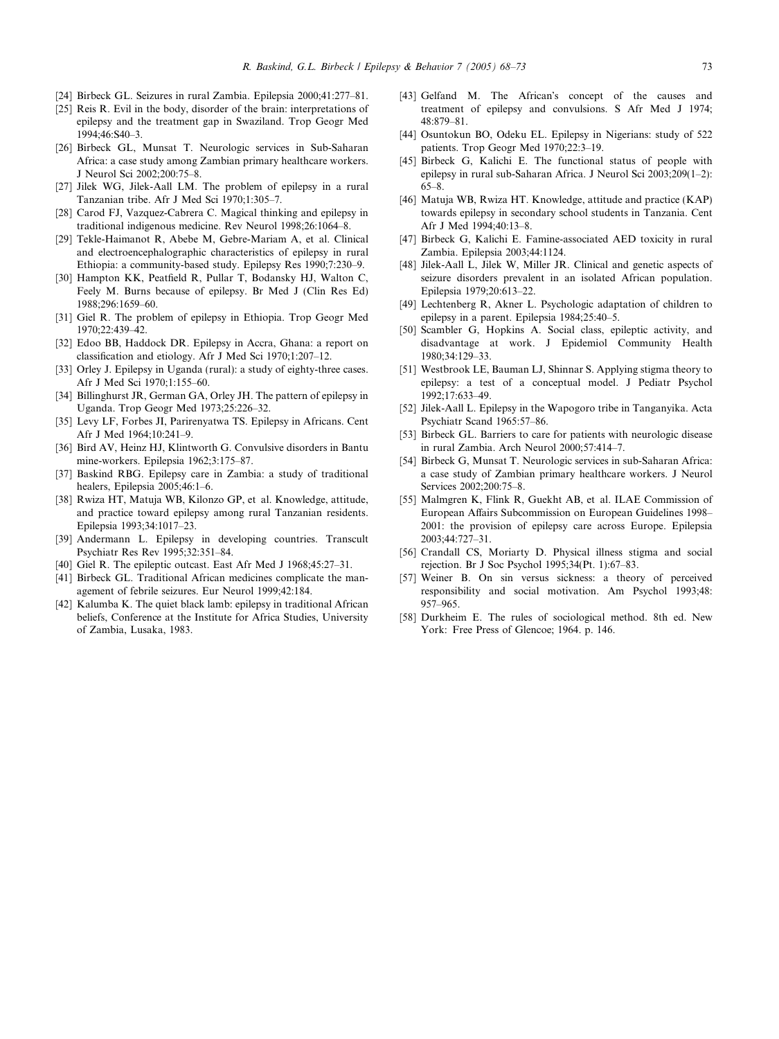[24] Birbeck GL. Seizures in rural Zambia. Epilepsia 2000;41:277–81.

[25] Reis R. Evil in the body, disorder of the brain: interpretations of epilepsy and the treatment gap in Swaziland. Trop Geogr Med 1994;46:S40–3.

[26] Birbeck GL, Munsat T. Neurologic services in Sub-Saharan Africa: a case study among Zambian primary healthcare workers. J Neurol Sci 2002;200:75–8.

[27] Jilek WG, Jilek-Aall LM. The problem of epilepsy in a rural Tanzanian tribe. Afr J Med Sci 1970;1:305–7.

[28] Carod FJ, Vazquez-Cabrera C. Magical thinking and epilepsy in traditional indigenous medicine. Rev Neurol 1998;26:1064–8.

[29] Tekle-Haimanot R, Abebe M, Gebre-Mariam A, et al. Clinical and electroencephalographic characteristics of epilepsy in rural Ethiopia: a community-based study. Epilepsy Res 1990;7:230–9.

[30] Hampton KK, Peatfield R, Pullar T, Bodansky HJ, Walton C, Feely M. Burns because of epilepsy. Br Med J (Clin Res Ed) 1988;296:1659–60.

[31] Giel R. The problem of epilepsy in Ethiopia. Trop Geogr Med 1970;22:439–42.

[32] Edoo BB, Haddock DR. Epilepsy in Accra, Ghana: a report on classification and etiology. Afr J Med Sci 1970;1:207–12.

[33] Orley J. Epilepsy in Uganda (rural): a study of eighty-three cases. Afr J Med Sci 1970;1:155–60.

[34] Billinghurst JR, German GA, Orley JH. The pattern of epilepsy in Uganda. Trop Geogr Med 1973;25:226–32.

[35] Levy LF, Forbes JI, Parirenyatwa TS. Epilepsy in Africans. Cent Afr J Med 1964;10:241–9.

[36] Bird AV, Heinz HJ, Klintworth G. Convulsive disorders in Bantu mine-workers. Epilepsia 1962;3:175–87.

[37] Baskind RBG. Epilepsy care in Zambia: a study of traditional healers, Epilepsia 2005;46:1–6.

[38] Rwiza HT, Matuja WB, Kilonzo GP, et al. Knowledge, attitude, and practice toward epilepsy among rural Tanzanian residents. Epilepsia 1993;34:1017–23.

[39] Andermann L. Epilepsy in developing countries. Transcult Psychiatr Res Rev 1995;32:351–84.

[40] Giel R. The epileptic outcast. East Afr Med J 1968;45:27–31.

[41] Birbeck GL. Traditional African medicines complicate the management of febrile seizures. Eur Neurol 1999;42:184.

[42] Kalumba K. The quiet black lamb: epilepsy in traditional African beliefs, Conference at the Institute for Africa Studies, University of Zambia, Lusaka, 1983.

[43] Gelfand M. The African's concept of the causes and treatment of epilepsy and convulsions. S Afr Med J 1974; 48:879–81.

[44] Osuntokun BO, Odeku EL. Epilepsy in Nigerians: study of 522 patients. Trop Geogr Med 1970;22:3–19.

[45] Birbeck G, Kalichi E. The functional status of people with epilepsy in rural sub-Saharan Africa. J Neurol Sci 2003;209(1–2): 65–8.

[46] Matuja WB, Rwiza HT. Knowledge, attitude and practice (KAP) towards epilepsy in secondary school students in Tanzania. Cent Afr J Med 1994;40:13–8.

[47] Birbeck G, Kalichi E. Famine-associated AED toxicity in rural Zambia. Epilepsia 2003;44:1124.

[48] Jilek-Aall L, Jilek W, Miller JR. Clinical and genetic aspects of seizure disorders prevalent in an isolated African population. Epilepsia 1979;20:613–22.

[49] Lechtenberg R, Akner L. Psychologic adaptation of children to epilepsy in a parent. Epilepsia 1984;25:40–5.

[50] Scambler G, Hopkins A. Social class, epileptic activity, and disadvantage at work. J Epidemiol Community Health 1980;34:129–33.

[51] Westbrook LE, Bauman LJ, Shinnar S. Applying stigma theory to epilepsy: a test of a conceptual model. J Pediatr Psychol 1992;17:633–49.

[52] Jilek-Aall L. Epilepsy in the Wapogoro tribe in Tanganyika. Acta Psychiatr Scand 1965:57–86.

[53] Birbeck GL. Barriers to care for patients with neurologic disease in rural Zambia. Arch Neurol 2000;57:414–7.

[54] Birbeck G, Munsat T. Neurologic services in sub-Saharan Africa: a case study of Zambian primary healthcare workers. J Neurol Services 2002;200:75–8.

[55] Malmgren K, Flink R, Guekht AB, et al. ILAE Commission of European Affairs Subcommission on European Guidelines 1998–2001: the provision of epilepsy care across Europe. Epilepsia 2003;44:727–31.

[56] Crandall CS, Moriarty D. Physical illness stigma and social rejection. Br J Soc Psychol 1995;34(Pt. 1):67–83.

[57] Weiner B. On sin versus sickness: a theory of perceived responsibility and social motivation. Am Psychol 1993;48: 957–965.

[58] Durkheim E. The rules of sociological method. 8th ed. New York: Free Press of Glencoe; 1964. p. 146.